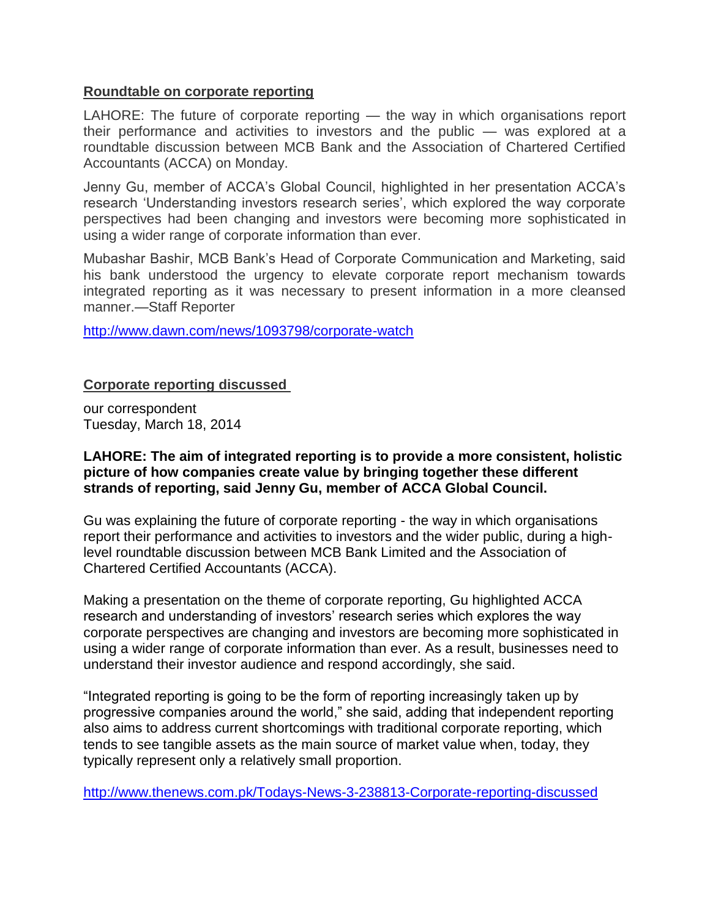## Roundtable on corporate reporting

LAHORE: The future of corporate reporting — the way in which organisations report their performance and activities to investors and the public — was explored at a roundtable discussion between MCB Bank and the Association of Chartered Certified Accountants (ACCA) on Monday.

Jenny Gu, member of ACCA's Global Council, highlighted in her presentation ACCA's research 'Understanding investors research series', which explored the way corporate perspectives had been changing and investors were becoming more sophisticated in using a wider range of corporate information than ever.

Mubashar Bashir, MCB Bank's Head of Corporate Communication and Marketing, said his bank understood the urgency to elevate corporate report mechanism towards integrated reporting as it was necessary to present information in a more cleansed manner.—Staff Reporter

http://www.dawn.com/news/1093798/corporate-watch

## Corporate reporting discussed

our correspondent
Tuesday, March 18, 2014

**LAHORE: The aim of integrated reporting is to provide a more consistent, holistic picture of how companies create value by bringing together these different strands of reporting, said Jenny Gu, member of ACCA Global Council.**

Gu was explaining the future of corporate reporting - the way in which organisations report their performance and activities to investors and the wider public, during a high-level roundtable discussion between MCB Bank Limited and the Association of Chartered Certified Accountants (ACCA).

Making a presentation on the theme of corporate reporting, Gu highlighted ACCA research and understanding of investors' research series which explores the way corporate perspectives are changing and investors are becoming more sophisticated in using a wider range of corporate information than ever. As a result, businesses need to understand their investor audience and respond accordingly, she said.

"Integrated reporting is going to be the form of reporting increasingly taken up by progressive companies around the world," she said, adding that independent reporting also aims to address current shortcomings with traditional corporate reporting, which tends to see tangible assets as the main source of market value when, today, they typically represent only a relatively small proportion.

http://www.thenews.com.pk/Todays-News-3-238813-Corporate-reporting-discussed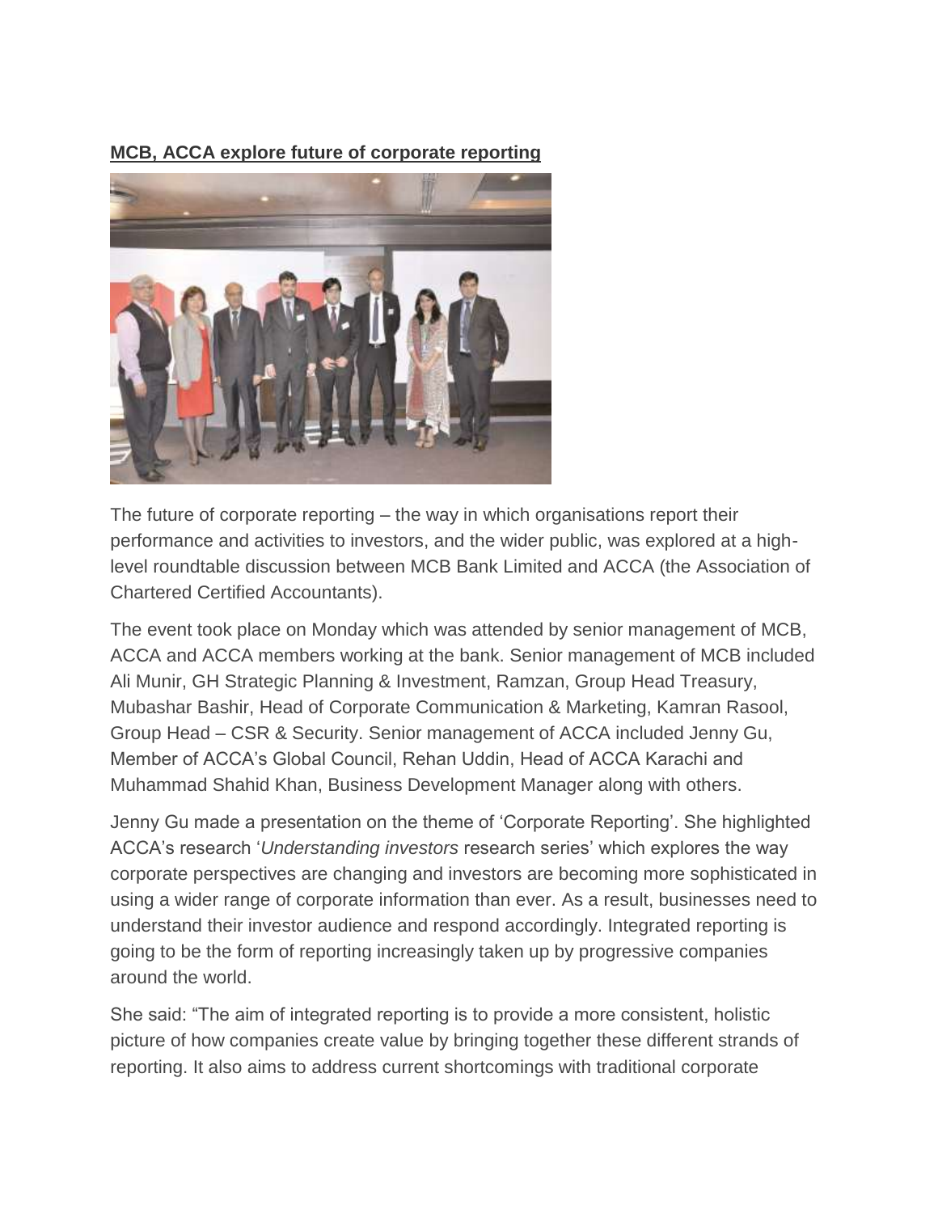**MCB, ACCA explore future of corporate reporting**

The future of corporate reporting – the way in which organisations report their performance and activities to investors, and the wider public, was explored at a high-level roundtable discussion between MCB Bank Limited and ACCA (the Association of Chartered Certified Accountants).

The event took place on Monday which was attended by senior management of MCB, ACCA and ACCA members working at the bank. Senior management of MCB included Ali Munir, GH Strategic Planning & Investment, Ramzan, Group Head Treasury, Mubashar Bashir, Head of Corporate Communication & Marketing, Kamran Rasool, Group Head – CSR & Security. Senior management of ACCA included Jenny Gu, Member of ACCA's Global Council, Rehan Uddin, Head of ACCA Karachi and Muhammad Shahid Khan, Business Development Manager along with others.

Jenny Gu made a presentation on the theme of 'Corporate Reporting'. She highlighted ACCA's research '*Understanding investors* research series' which explores the way corporate perspectives are changing and investors are becoming more sophisticated in using a wider range of corporate information than ever. As a result, businesses need to understand their investor audience and respond accordingly. Integrated reporting is going to be the form of reporting increasingly taken up by progressive companies around the world.

She said: "The aim of integrated reporting is to provide a more consistent, holistic picture of how companies create value by bringing together these different strands of reporting. It also aims to address current shortcomings with traditional corporate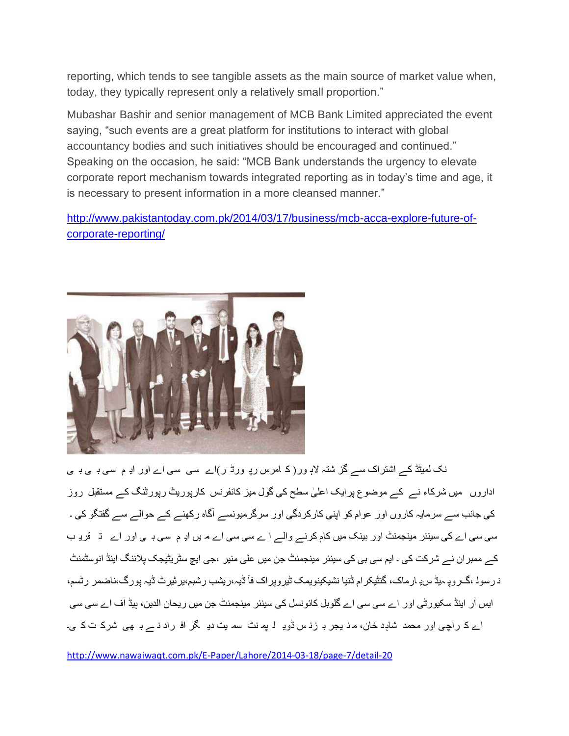reporting, which tends to see tangible assets as the main source of market value when, today, they typically represent only a relatively small proportion."

Mubashar Bashir and senior management of MCB Bank Limited appreciated the event saying, "such events are a great platform for institutions to interact with global accountancy bodies and such initiatives should be encouraged and continued." Speaking on the occasion, he said: "MCB Bank understands the urgency to elevate corporate report mechanism towards integrated reporting as in today's time and age, it is necessary to present information in a more cleansed manner."

http://www.pakistantoday.com.pk/2014/03/17/business/mcb-acca-explore-future-of-corporate-reporting/

نک لمیٹڈ کے اشتراک سے گز شتہ لاہور( کامرس رپورٹر )اے سی سی اے اور ایم سی بی بی ی

اداروں میں شرکاء نے کے موضوع پرایک اعلیٰ سطح کی گول میز کانفرنس کارپوریٹ رپورٹنگ کے مستقبل روز

کی جانب سے سرمایہ کاروں اور عوام کو اپنی کارکردگی اور سرگرمیوںسے آگاہ رکھنے کے حوالے سے گفتگو کی ۔

سی سی اے کی سینئر مینجمنٹ اور بینک میں کام کرنے والے اے سی سی اے ممبران ایم سی بی بی اور اے تقریب

کے ممبران نے شرکت کی ۔ ایم سی بی کی سینئر مینجمنٹ جن میں علی منیر ،جی ایچ سٹریٹیجک پلاننگ اینڈ انوسٹمنٹ

ذرسول ،گروپ ہیڈ سیلز مارکیٹنگ، گنٹیکرام ڈنیا نشیکینویمک ٹیروپراک فاڈیہ،ریشب رشبم،یرثیرٹ ڈیہ پورگ،ناصمر رٹسم،

ایس آر اینڈ سکیورٹی اور اے سی سی اے گلوبل کائونسل کی سینئر مینجمنٹ جن میں ریحان الدین، ہیڈ آف اے سی سی

اے کراچی اور محمد شاہد خان، مذ یجر بزنس ڈویلپمنٹ سمیت دیگر افراد نے بھی شرکت کی۔

http://www.nawaiwaqt.com.pk/E-Paper/Lahore/2014-03-18/page-7/detail-20